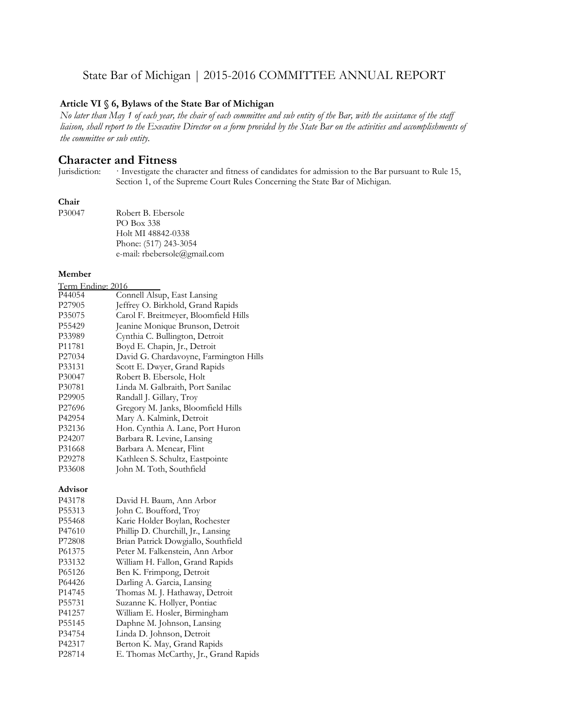# State Bar of Michigan | 2015-2016 COMMITTEE ANNUAL REPORT

**Article VI § 6, Bylaws of the State Bar of Michigan**

*No later than May 1 of each year, the chair of each committee and sub entity of the Bar, with the assistance of the staff liaison, shall report to the Executive Director on a form provided by the State Bar on the activities and accomplishments of the committee or sub entity.*

## Character and Fitness

Jurisdiction: · Investigate the character and fitness of candidates for admission to the Bar pursuant to Rule 15, Section 1, of the Supreme Court Rules Concerning the State Bar of Michigan.

**Chair**

P30047 Robert B. Ebersole
PO Box 338
Holt MI 48842-0338
Phone: (517) 243-3054
e-mail: rbebersole@gmail.com

**Member**

Term Ending: 2016

| | |
|---|---|
| P44054 | Connell Alsup, East Lansing |
| P27905 | Jeffrey O. Birkhold, Grand Rapids |
| P35075 | Carol F. Breitmeyer, Bloomfield Hills |
| P55429 | Jeanine Monique Brunson, Detroit |
| P33989 | Cynthia C. Bullington, Detroit |
| P11781 | Boyd E. Chapin, Jr., Detroit |
| P27034 | David G. Chardavoyne, Farmington Hills |
| P33131 | Scott E. Dwyer, Grand Rapids |
| P30047 | Robert B. Ebersole, Holt |
| P30781 | Linda M. Galbraith, Port Sanilac |
| P29905 | Randall J. Gillary, Troy |
| P27696 | Gregory M. Janks, Bloomfield Hills |
| P42954 | Mary A. Kalmink, Detroit |
| P32136 | Hon. Cynthia A. Lane, Port Huron |
| P24207 | Barbara R. Levine, Lansing |
| P31668 | Barbara A. Menear, Flint |
| P29278 | Kathleen S. Schultz, Eastpointe |
| P33608 | John M. Toth, Southfield |

**Advisor**

| | |
|---|---|
| P43178 | David H. Baum, Ann Arbor |
| P55313 | John C. Boufford, Troy |
| P55468 | Karie Holder Boylan, Rochester |
| P47610 | Phillip D. Churchill, Jr., Lansing |
| P72808 | Brian Patrick Dowgiallo, Southfield |
| P61375 | Peter M. Falkenstein, Ann Arbor |
| P33132 | William H. Fallon, Grand Rapids |
| P65126 | Ben K. Frimpong, Detroit |
| P64426 | Darling A. Garcia, Lansing |
| P14745 | Thomas M. J. Hathaway, Detroit |
| P55731 | Suzanne K. Hollyer, Pontiac |
| P41257 | William E. Hosler, Birmingham |
| P55145 | Daphne M. Johnson, Lansing |
| P34754 | Linda D. Johnson, Detroit |
| P42317 | Berton K. May, Grand Rapids |
| P28714 | E. Thomas McCarthy, Jr., Grand Rapids |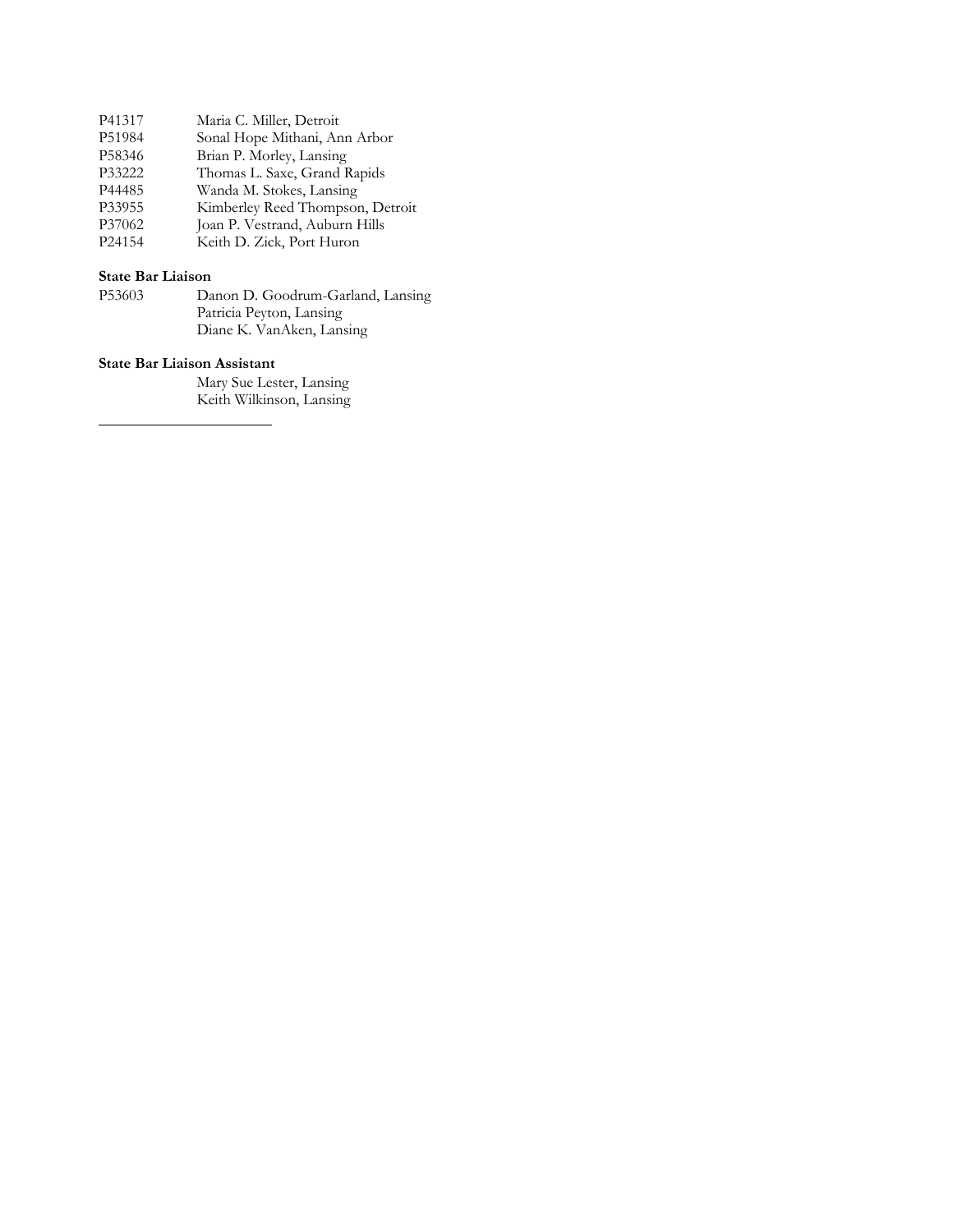| | |
|---|---|
| P41317 | Maria C. Miller, Detroit |
| P51984 | Sonal Hope Mithani, Ann Arbor |
| P58346 | Brian P. Morley, Lansing |
| P33222 | Thomas L. Saxe, Grand Rapids |
| P44485 | Wanda M. Stokes, Lansing |
| P33955 | Kimberley Reed Thompson, Detroit |
| P37062 | Joan P. Vestrand, Auburn Hills |
| P24154 | Keith D. Zick, Port Huron |

**State Bar Liaison**

| | |
|---|---|
| P53603 | Danon D. Goodrum-Garland, Lansing |
| | Patricia Peyton, Lansing |
| | Diane K. VanAken, Lansing |

**State Bar Liaison Assistant**

Mary Sue Lester, Lansing
Keith Wilkinson, Lansing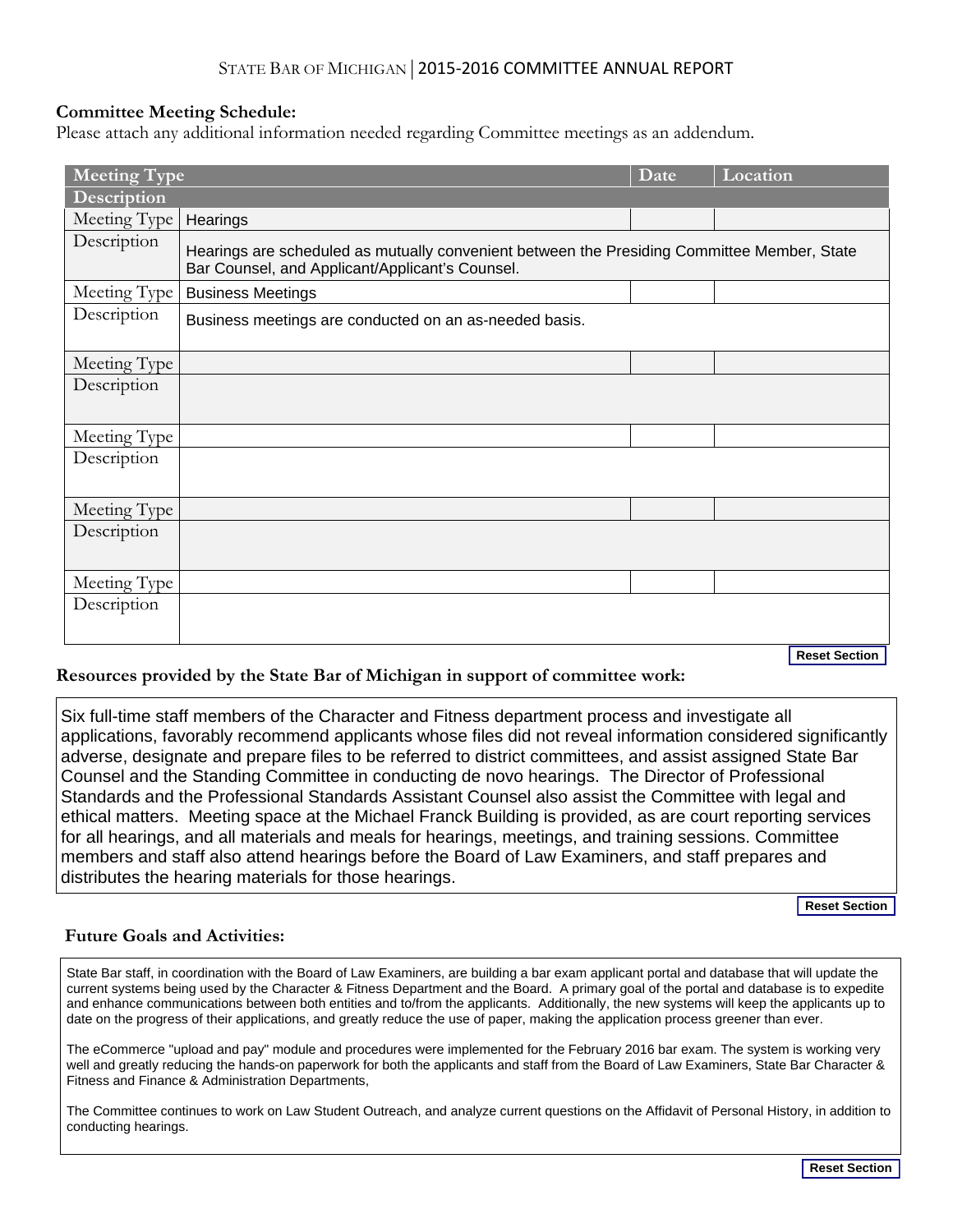## Committee Meeting Schedule:

Please attach any additional information needed regarding Committee meetings as an addendum.

| Meeting Type | | Date | Location |
|---|---|---|---|
| **Description** | | | |
| Meeting Type | Hearings | | |
| Description | Hearings are scheduled as mutually convenient between the Presiding Committee Member, State Bar Counsel, and Applicant/Applicant's Counsel. | | |
| Meeting Type | Business Meetings | | |
| Description | Business meetings are conducted on an as-needed basis. | | |
| Meeting Type | | | |
| Description | | | |
| Meeting Type | | | |
| Description | | | |
| Meeting Type | | | |
| Description | | | |
| Meeting Type | | | |
| Description | | | |

Reset Section

## Resources provided by the State Bar of Michigan in support of committee work:

Six full-time staff members of the Character and Fitness department process and investigate all applications, favorably recommend applicants whose files did not reveal information considered significantly adverse, designate and prepare files to be referred to district committees, and assist assigned State Bar Counsel and the Standing Committee in conducting de novo hearings. The Director of Professional Standards and the Professional Standards Assistant Counsel also assist the Committee with legal and ethical matters. Meeting space at the Michael Franck Building is provided, as are court reporting services for all hearings, and all materials and meals for hearings, meetings, and training sessions. Committee members and staff also attend hearings before the Board of Law Examiners, and staff prepares and distributes the hearing materials for those hearings.

Reset Section

## Future Goals and Activities:

State Bar staff, in coordination with the Board of Law Examiners, are building a bar exam applicant portal and database that will update the current systems being used by the Character & Fitness Department and the Board. A primary goal of the portal and database is to expedite and enhance communications between both entities and to/from the applicants. Additionally, the new systems will keep the applicants up to date on the progress of their applications, and greatly reduce the use of paper, making the application process greener than ever.

The eCommerce "upload and pay" module and procedures were implemented for the February 2016 bar exam. The system is working very well and greatly reducing the hands-on paperwork for both the applicants and staff from the Board of Law Examiners, State Bar Character & Fitness and Finance & Administration Departments,

The Committee continues to work on Law Student Outreach, and analyze current questions on the Affidavit of Personal History, in addition to conducting hearings.

Reset Section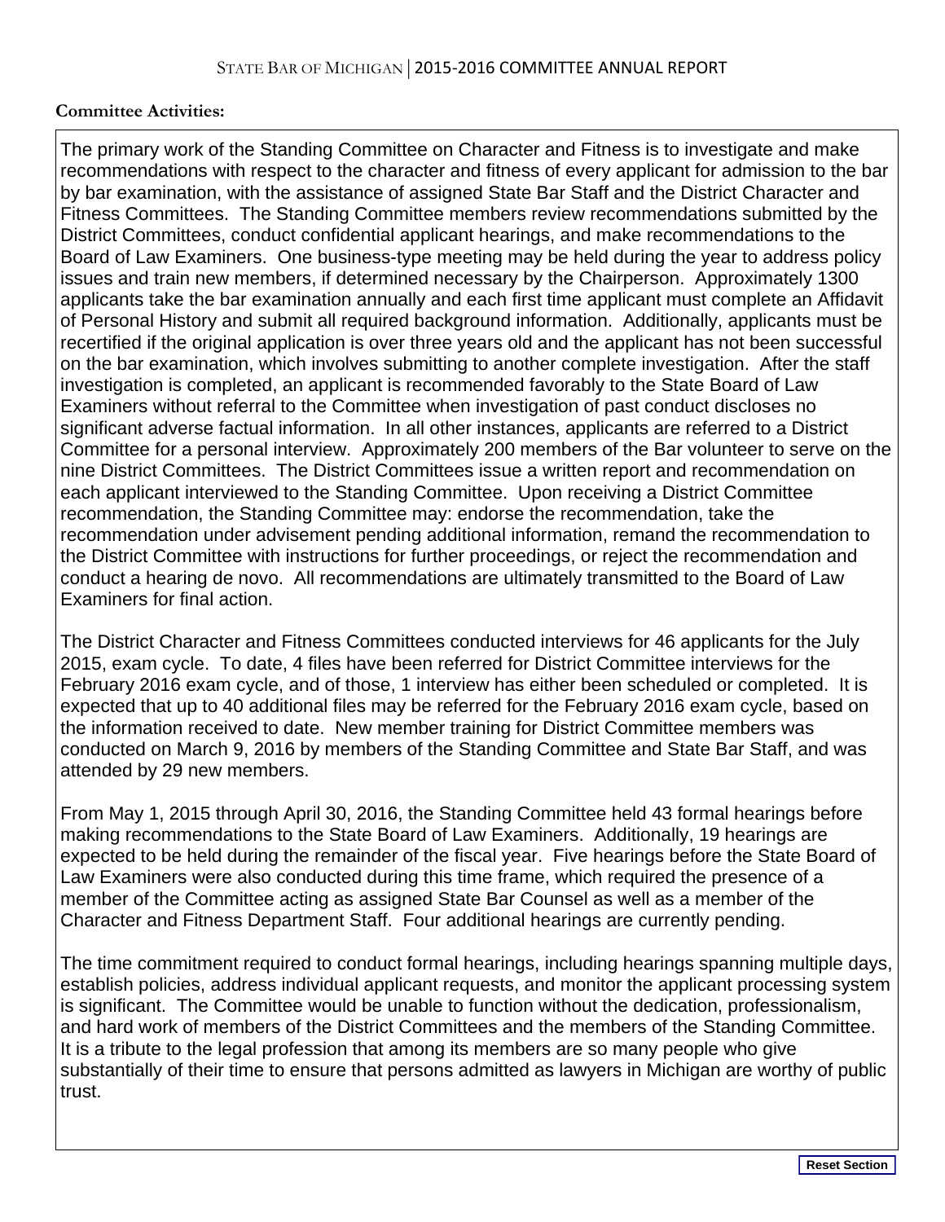**Committee Activities:**

The primary work of the Standing Committee on Character and Fitness is to investigate and make recommendations with respect to the character and fitness of every applicant for admission to the bar by bar examination, with the assistance of assigned State Bar Staff and the District Character and Fitness Committees. The Standing Committee members review recommendations submitted by the District Committees, conduct confidential applicant hearings, and make recommendations to the Board of Law Examiners. One business-type meeting may be held during the year to address policy issues and train new members, if determined necessary by the Chairperson. Approximately 1300 applicants take the bar examination annually and each first time applicant must complete an Affidavit of Personal History and submit all required background information. Additionally, applicants must be recertified if the original application is over three years old and the applicant has not been successful on the bar examination, which involves submitting to another complete investigation. After the staff investigation is completed, an applicant is recommended favorably to the State Board of Law Examiners without referral to the Committee when investigation of past conduct discloses no significant adverse factual information. In all other instances, applicants are referred to a District Committee for a personal interview. Approximately 200 members of the Bar volunteer to serve on the nine District Committees. The District Committees issue a written report and recommendation on each applicant interviewed to the Standing Committee. Upon receiving a District Committee recommendation, the Standing Committee may: endorse the recommendation, take the recommendation under advisement pending additional information, remand the recommendation to the District Committee with instructions for further proceedings, or reject the recommendation and conduct a hearing de novo. All recommendations are ultimately transmitted to the Board of Law Examiners for final action.

The District Character and Fitness Committees conducted interviews for 46 applicants for the July 2015, exam cycle. To date, 4 files have been referred for District Committee interviews for the February 2016 exam cycle, and of those, 1 interview has either been scheduled or completed. It is expected that up to 40 additional files may be referred for the February 2016 exam cycle, based on the information received to date. New member training for District Committee members was conducted on March 9, 2016 by members of the Standing Committee and State Bar Staff, and was attended by 29 new members.

From May 1, 2015 through April 30, 2016, the Standing Committee held 43 formal hearings before making recommendations to the State Board of Law Examiners. Additionally, 19 hearings are expected to be held during the remainder of the fiscal year. Five hearings before the State Board of Law Examiners were also conducted during this time frame, which required the presence of a member of the Committee acting as assigned State Bar Counsel as well as a member of the Character and Fitness Department Staff. Four additional hearings are currently pending.

The time commitment required to conduct formal hearings, including hearings spanning multiple days, establish policies, address individual applicant requests, and monitor the applicant processing system is significant. The Committee would be unable to function without the dedication, professionalism, and hard work of members of the District Committees and the members of the Standing Committee. It is a tribute to the legal profession that among its members are so many people who give substantially of their time to ensure that persons admitted as lawyers in Michigan are worthy of public trust.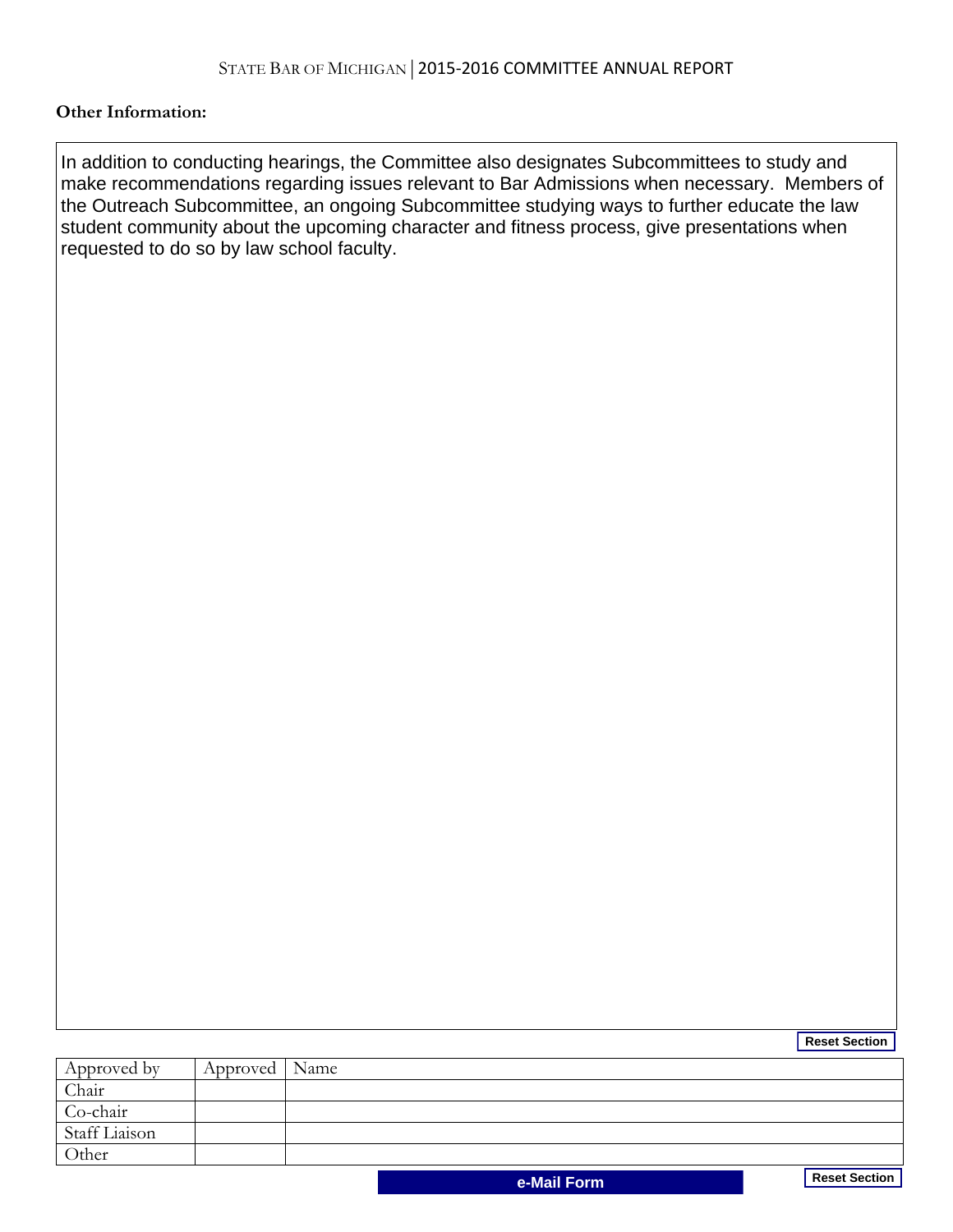**Other Information:**

In addition to conducting hearings, the Committee also designates Subcommittees to study and make recommendations regarding issues relevant to Bar Admissions when necessary. Members of the Outreach Subcommittee, an ongoing Subcommittee studying ways to further educate the law student community about the upcoming character and fitness process, give presentations when requested to do so by law school faculty.

Reset Section

| Approved by | Approved | Name |
|---|---|---|
| Chair | | |
| Co-chair | | |
| Staff Liaison | | |
| Other | | |

e-Mail Form

Reset Section